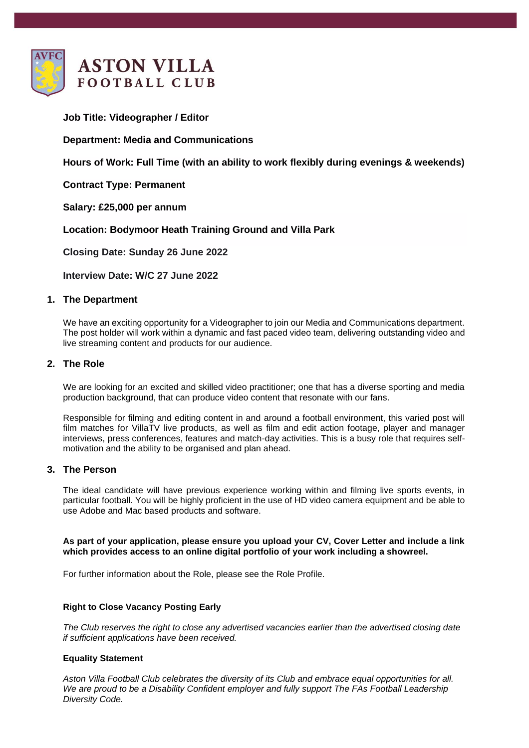# ASTON VILLA FOOTBALL CLUB

**Job Title: Videographer / Editor**

**Department: Media and Communications**

**Hours of Work: Full Time (with an ability to work flexibly during evenings & weekends)**

**Contract Type: Permanent**

**Salary: £25,000 per annum**

**Location: Bodymoor Heath Training Ground and Villa Park**

**Closing Date: Sunday 26 June 2022**

**Interview Date: W/C 27 June 2022**

## 1. The Department

We have an exciting opportunity for a Videographer to join our Media and Communications department. The post holder will work within a dynamic and fast paced video team, delivering outstanding video and live streaming content and products for our audience.

## 2. The Role

We are looking for an excited and skilled video practitioner; one that has a diverse sporting and media production background, that can produce video content that resonate with our fans.

Responsible for filming and editing content in and around a football environment, this varied post will film matches for VillaTV live products, as well as film and edit action footage, player and manager interviews, press conferences, features and match-day activities. This is a busy role that requires self-motivation and the ability to be organised and plan ahead.

## 3. The Person

The ideal candidate will have previous experience working within and filming live sports events, in particular football. You will be highly proficient in the use of HD video camera equipment and be able to use Adobe and Mac based products and software.

**As part of your application, please ensure you upload your CV, Cover Letter and include a link which provides access to an online digital portfolio of your work including a showreel.**

For further information about the Role, please see the Role Profile.

**Right to Close Vacancy Posting Early**

*The Club reserves the right to close any advertised vacancies earlier than the advertised closing date if sufficient applications have been received.*

**Equality Statement**

*Aston Villa Football Club celebrates the diversity of its Club and embrace equal opportunities for all. We are proud to be a Disability Confident employer and fully support The FAs Football Leadership Diversity Code.*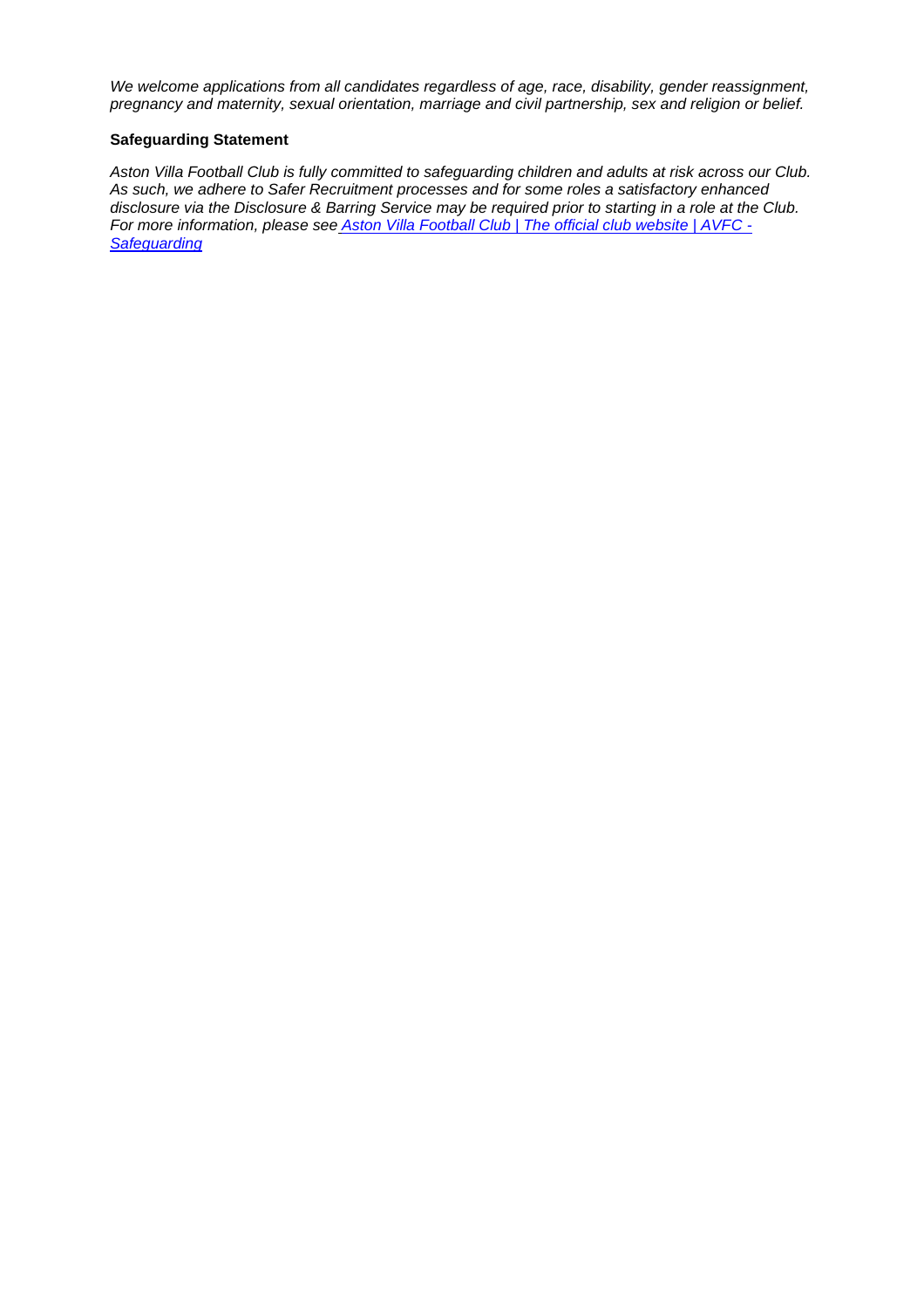*We welcome applications from all candidates regardless of age, race, disability, gender reassignment, pregnancy and maternity, sexual orientation, marriage and civil partnership, sex and religion or belief.*

**Safeguarding Statement**

*Aston Villa Football Club is fully committed to safeguarding children and adults at risk across our Club. As such, we adhere to Safer Recruitment processes and for some roles a satisfactory enhanced disclosure via the Disclosure & Barring Service may be required prior to starting in a role at the Club. For more information, please see Aston Villa Football Club | The official club website | AVFC - Safeguarding*